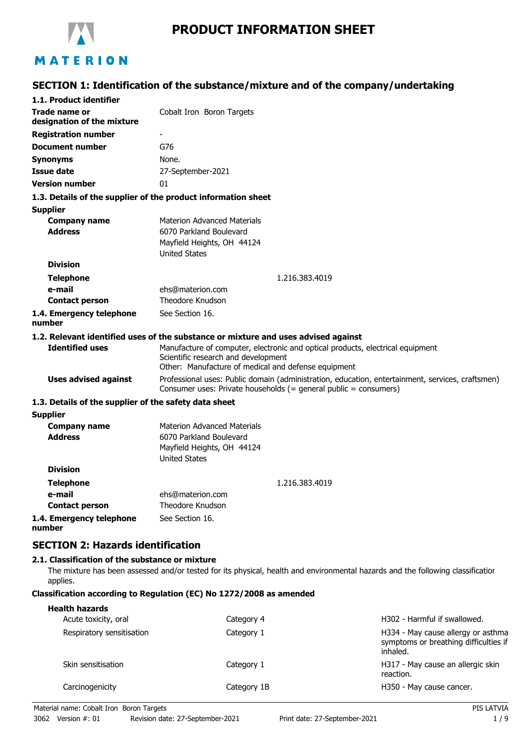# PRODUCT INFORMATION SHEET

## SECTION 1: Identification of the substance/mixture and of the company/undertaking

### 1.1. Product identifier

| | |
|---|---|
| **Trade name or designation of the mixture** | Cobalt Iron Boron Targets |
| **Registration number** | - |
| **Document number** | G76 |
| **Synonyms** | None. |
| **Issue date** | 27-September-2021 |
| **Version number** | 01 |

### 1.3. Details of the supplier of the product information sheet

**Supplier**

| | |
|---|---|
| **Company name** | Materion Advanced Materials |
| **Address** | 6070 Parkland Boulevard<br>Mayfield Heights, OH 44124<br>United States |
| **Division** | |
| **Telephone** | 1.216.383.4019 |
| **e-mail** | ehs@materion.com |
| **Contact person** | Theodore Knudson |

**1.4. Emergency telephone number** See Section 16.

### 1.2. Relevant identified uses of the substance or mixture and uses advised against

| | |
|---|---|
| **Identified uses** | Manufacture of computer, electronic and optical products, electrical equipment<br>Scientific research and development<br>Other: Manufacture of medical and defense equipment |
| **Uses advised against** | Professional uses: Public domain (administration, education, entertainment, services, craftsmen)<br>Consumer uses: Private households (= general public = consumers) |

### 1.3. Details of the supplier of the safety data sheet

**Supplier**

| | |
|---|---|
| **Company name** | Materion Advanced Materials |
| **Address** | 6070 Parkland Boulevard<br>Mayfield Heights, OH 44124<br>United States |
| **Division** | |
| **Telephone** | 1.216.383.4019 |
| **e-mail** | ehs@materion.com |
| **Contact person** | Theodore Knudson |

**1.4. Emergency telephone number** See Section 16.

## SECTION 2: Hazards identification

### 2.1. Classification of the substance or mixture

The mixture has been assessed and/or tested for its physical, health and environmental hazards and the following classification applies.

**Classification according to Regulation (EC) No 1272/2008 as amended**

**Health hazards**

| | | |
|---|---|---|
| Acute toxicity, oral | Category 4 | H302 - Harmful if swallowed. |
| Respiratory sensitisation | Category 1 | H334 - May cause allergy or asthma symptoms or breathing difficulties if inhaled. |
| Skin sensitisation | Category 1 | H317 - May cause an allergic skin reaction. |
| Carcinogenicity | Category 1B | H350 - May cause cancer. |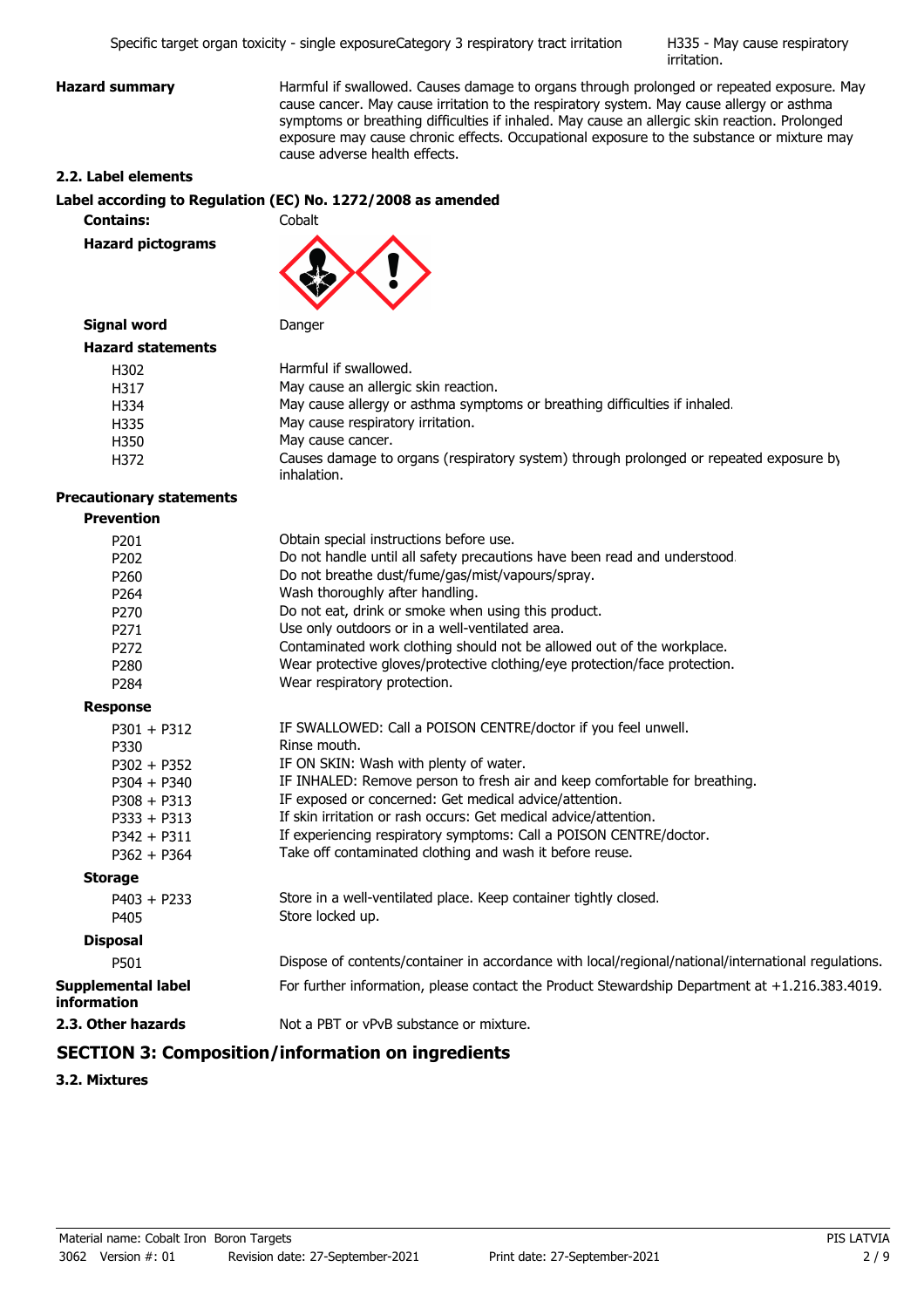| | | |
|---|---|---|
| Specific target organ toxicity - single exposure | Category 3 respiratory tract irritation | H335 - May cause respiratory irritation. |

**Hazard summary**
Harmful if swallowed. Causes damage to organs through prolonged or repeated exposure. May cause cancer. May cause irritation to the respiratory system. May cause allergy or asthma symptoms or breathing difficulties if inhaled. May cause an allergic skin reaction. Prolonged exposure may cause chronic effects. Occupational exposure to the substance or mixture may cause adverse health effects.

### 2.2. Label elements

**Label according to Regulation (EC) No. 1272/2008 as amended**

**Contains:** Cobalt

**Hazard pictograms**

**Signal word** Danger

**Hazard statements**

| | |
|---|---|
| H302 | Harmful if swallowed. |
| H317 | May cause an allergic skin reaction. |
| H334 | May cause allergy or asthma symptoms or breathing difficulties if inhaled. |
| H335 | May cause respiratory irritation. |
| H350 | May cause cancer. |
| H372 | Causes damage to organs (respiratory system) through prolonged or repeated exposure by inhalation. |

**Precautionary statements**

**Prevention**

| | |
|---|---|
| P201 | Obtain special instructions before use. |
| P202 | Do not handle until all safety precautions have been read and understood. |
| P260 | Do not breathe dust/fume/gas/mist/vapours/spray. |
| P264 | Wash thoroughly after handling. |
| P270 | Do not eat, drink or smoke when using this product. |
| P271 | Use only outdoors or in a well-ventilated area. |
| P272 | Contaminated work clothing should not be allowed out of the workplace. |
| P280 | Wear protective gloves/protective clothing/eye protection/face protection. |
| P284 | Wear respiratory protection. |

**Response**

| | |
|---|---|
| P301 + P312 | IF SWALLOWED: Call a POISON CENTRE/doctor if you feel unwell. |
| P330 | Rinse mouth. |
| P302 + P352 | IF ON SKIN: Wash with plenty of water. |
| P304 + P340 | IF INHALED: Remove person to fresh air and keep comfortable for breathing. |
| P308 + P313 | IF exposed or concerned: Get medical advice/attention. |
| P333 + P313 | If skin irritation or rash occurs: Get medical advice/attention. |
| P342 + P311 | If experiencing respiratory symptoms: Call a POISON CENTRE/doctor. |
| P362 + P364 | Take off contaminated clothing and wash it before reuse. |

**Storage**

| | |
|---|---|
| P403 + P233 | Store in a well-ventilated place. Keep container tightly closed. |
| P405 | Store locked up. |

**Disposal**

| | |
|---|---|
| P501 | Dispose of contents/container in accordance with local/regional/national/international regulations. |

**Supplemental label information** For further information, please contact the Product Stewardship Department at +1.216.383.4019.

**2.3. Other hazards** Not a PBT or vPvB substance or mixture.

## SECTION 3: Composition/information on ingredients

### 3.2. Mixtures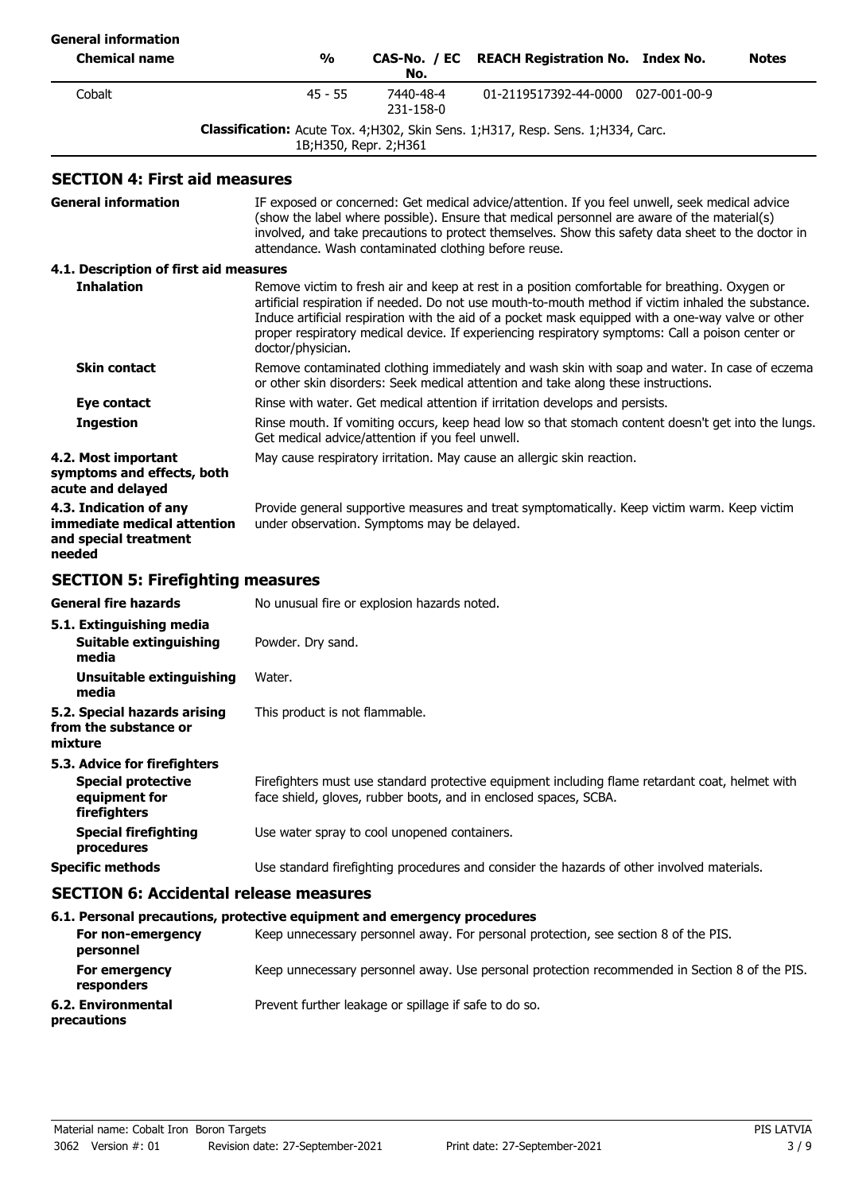**General information**

| Chemical name | % | CAS-No. / EC No. | REACH Registration No. | Index No. | Notes |
|---|---|---|---|---|---|
| Cobalt | 45 - 55 | 7440-48-4 231-158-0 | 01-2119517392-44-0000 | 027-001-00-9 | |
| | **Classification:** Acute Tox. 4;H302, Skin Sens. 1;H317, Resp. Sens. 1;H334, Carc. 1B;H350, Repr. 2;H361 | | | | |

## SECTION 4: First aid measures

**General information** IF exposed or concerned: Get medical advice/attention. If you feel unwell, seek medical advice (show the label where possible). Ensure that medical personnel are aware of the material(s) involved, and take precautions to protect themselves. Show this safety data sheet to the doctor in attendance. Wash contaminated clothing before reuse.

### 4.1. Description of first aid measures

**Inhalation** Remove victim to fresh air and keep at rest in a position comfortable for breathing. Oxygen or artificial respiration if needed. Do not use mouth-to-mouth method if victim inhaled the substance. Induce artificial respiration with the aid of a pocket mask equipped with a one-way valve or other proper respiratory medical device. If experiencing respiratory symptoms: Call a poison center or doctor/physician.

**Skin contact** Remove contaminated clothing immediately and wash skin with soap and water. In case of eczema or other skin disorders: Seek medical attention and take along these instructions.

**Eye contact** Rinse with water. Get medical attention if irritation develops and persists.

**Ingestion** Rinse mouth. If vomiting occurs, keep head low so that stomach content doesn't get into the lungs. Get medical advice/attention if you feel unwell.

**4.2. Most important symptoms and effects, both acute and delayed** May cause respiratory irritation. May cause an allergic skin reaction.

**4.3. Indication of any immediate medical attention and special treatment needed** Provide general supportive measures and treat symptomatically. Keep victim warm. Keep victim under observation. Symptoms may be delayed.

## SECTION 5: Firefighting measures

**General fire hazards** No unusual fire or explosion hazards noted.

### 5.1. Extinguishing media

**Suitable extinguishing media** Powder. Dry sand.

**Unsuitable extinguishing media** Water.

**5.2. Special hazards arising from the substance or mixture** This product is not flammable.

### 5.3. Advice for firefighters

**Special protective equipment for firefighters** Firefighters must use standard protective equipment including flame retardant coat, helmet with face shield, gloves, rubber boots, and in enclosed spaces, SCBA.

**Special firefighting procedures** Use water spray to cool unopened containers.

**Specific methods** Use standard firefighting procedures and consider the hazards of other involved materials.

## SECTION 6: Accidental release measures

### 6.1. Personal precautions, protective equipment and emergency procedures

**For non-emergency personnel** Keep unnecessary personnel away. For personal protection, see section 8 of the PIS.

**For emergency responders** Keep unnecessary personnel away. Use personal protection recommended in Section 8 of the PIS.

**6.2. Environmental precautions** Prevent further leakage or spillage if safe to do so.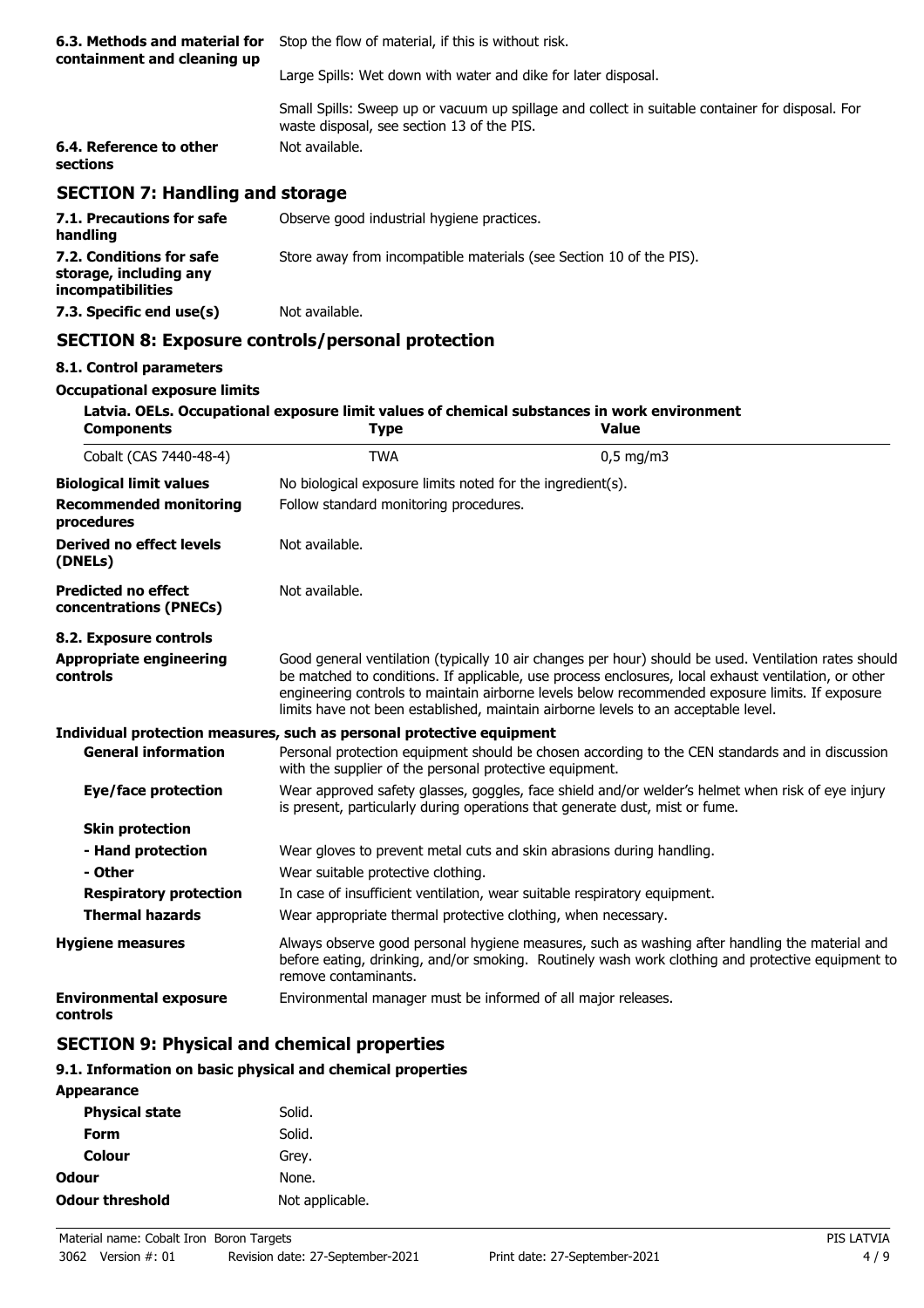| | |
|---|---|
| **6.3. Methods and material for containment and cleaning up** | Stop the flow of material, if this is without risk.<br><br>Large Spills: Wet down with water and dike for later disposal.<br><br>Small Spills: Sweep up or vacuum up spillage and collect in suitable container for disposal. For waste disposal, see section 13 of the PIS. |
| **6.4. Reference to other sections** | Not available. |

## SECTION 7: Handling and storage

| | |
|---|---|
| **7.1. Precautions for safe handling** | Observe good industrial hygiene practices. |
| **7.2. Conditions for safe storage, including any incompatibilities** | Store away from incompatible materials (see Section 10 of the PIS). |
| **7.3. Specific end use(s)** | Not available. |

## SECTION 8: Exposure controls/personal protection

### 8.1. Control parameters

**Occupational exposure limits**

**Latvia. OELs. Occupational exposure limit values of chemical substances in work environment**

| Components | Type | Value |
|---|---|---|
| Cobalt (CAS 7440-48-4) | TWA | 0,5 mg/m3 |

| | |
|---|---|
| **Biological limit values** | No biological exposure limits noted for the ingredient(s). |
| **Recommended monitoring procedures** | Follow standard monitoring procedures. |
| **Derived no effect levels (DNELs)** | Not available. |
| **Predicted no effect concentrations (PNECs)** | Not available. |

### 8.2. Exposure controls

| | |
|---|---|
| **Appropriate engineering controls** | Good general ventilation (typically 10 air changes per hour) should be used. Ventilation rates should be matched to conditions. If applicable, use process enclosures, local exhaust ventilation, or other engineering controls to maintain airborne levels below recommended exposure limits. If exposure limits have not been established, maintain airborne levels to an acceptable level. |

**Individual protection measures, such as personal protective equipment**

| | |
|---|---|
| **General information** | Personal protection equipment should be chosen according to the CEN standards and in discussion with the supplier of the personal protective equipment. |
| **Eye/face protection** | Wear approved safety glasses, goggles, face shield and/or welder's helmet when risk of eye injury is present, particularly during operations that generate dust, mist or fume. |
| **Skin protection** | |
| **- Hand protection** | Wear gloves to prevent metal cuts and skin abrasions during handling. |
| **- Other** | Wear suitable protective clothing. |
| **Respiratory protection** | In case of insufficient ventilation, wear suitable respiratory equipment. |
| **Thermal hazards** | Wear appropriate thermal protective clothing, when necessary. |
| **Hygiene measures** | Always observe good personal hygiene measures, such as washing after handling the material and before eating, drinking, and/or smoking. Routinely wash work clothing and protective equipment to remove contaminants. |
| **Environmental exposure controls** | Environmental manager must be informed of all major releases. |

## SECTION 9: Physical and chemical properties

### 9.1. Information on basic physical and chemical properties

| | |
|---|---|
| **Appearance** | |
| **Physical state** | Solid. |
| **Form** | Solid. |
| **Colour** | Grey. |
| **Odour** | None. |
| **Odour threshold** | Not applicable. |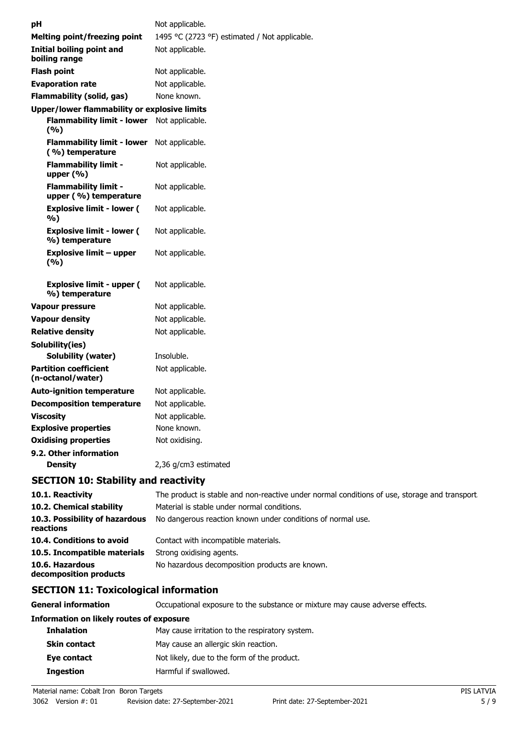| | |
|---|---|
| **pH** | Not applicable. |
| **Melting point/freezing point** | 1495 °C (2723 °F) estimated / Not applicable. |
| **Initial boiling point and boiling range** | Not applicable. |
| **Flash point** | Not applicable. |
| **Evaporation rate** | Not applicable. |
| **Flammability (solid, gas)** | None known. |
| **Upper/lower flammability or explosive limits** | |
| **Flammability limit - lower (%)** | Not applicable. |
| **Flammability limit - lower (%) temperature** | Not applicable. |
| **Flammability limit - upper (%)** | Not applicable. |
| **Flammability limit - upper (%) temperature** | Not applicable. |
| **Explosive limit - lower (%)** | Not applicable. |
| **Explosive limit - lower (%) temperature** | Not applicable. |
| **Explosive limit – upper (%)** | Not applicable. |
| **Explosive limit - upper (%) temperature** | Not applicable. |
| **Vapour pressure** | Not applicable. |
| **Vapour density** | Not applicable. |
| **Relative density** | Not applicable. |
| **Solubility(ies)** | |
| **Solubility (water)** | Insoluble. |
| **Partition coefficient (n-octanol/water)** | Not applicable. |
| **Auto-ignition temperature** | Not applicable. |
| **Decomposition temperature** | Not applicable. |
| **Viscosity** | Not applicable. |
| **Explosive properties** | None known. |
| **Oxidising properties** | Not oxidising. |
| **9.2. Other information** | |
| **Density** | 2,36 g/cm3 estimated |

## SECTION 10: Stability and reactivity

| | |
|---|---|
| **10.1. Reactivity** | The product is stable and non-reactive under normal conditions of use, storage and transport. |
| **10.2. Chemical stability** | Material is stable under normal conditions. |
| **10.3. Possibility of hazardous reactions** | No dangerous reaction known under conditions of normal use. |
| **10.4. Conditions to avoid** | Contact with incompatible materials. |
| **10.5. Incompatible materials** | Strong oxidising agents. |
| **10.6. Hazardous decomposition products** | No hazardous decomposition products are known. |

## SECTION 11: Toxicological information

| | |
|---|---|
| **General information** | Occupational exposure to the substance or mixture may cause adverse effects. |
| **Information on likely routes of exposure** | |
| **Inhalation** | May cause irritation to the respiratory system. |
| **Skin contact** | May cause an allergic skin reaction. |
| **Eye contact** | Not likely, due to the form of the product. |
| **Ingestion** | Harmful if swallowed. |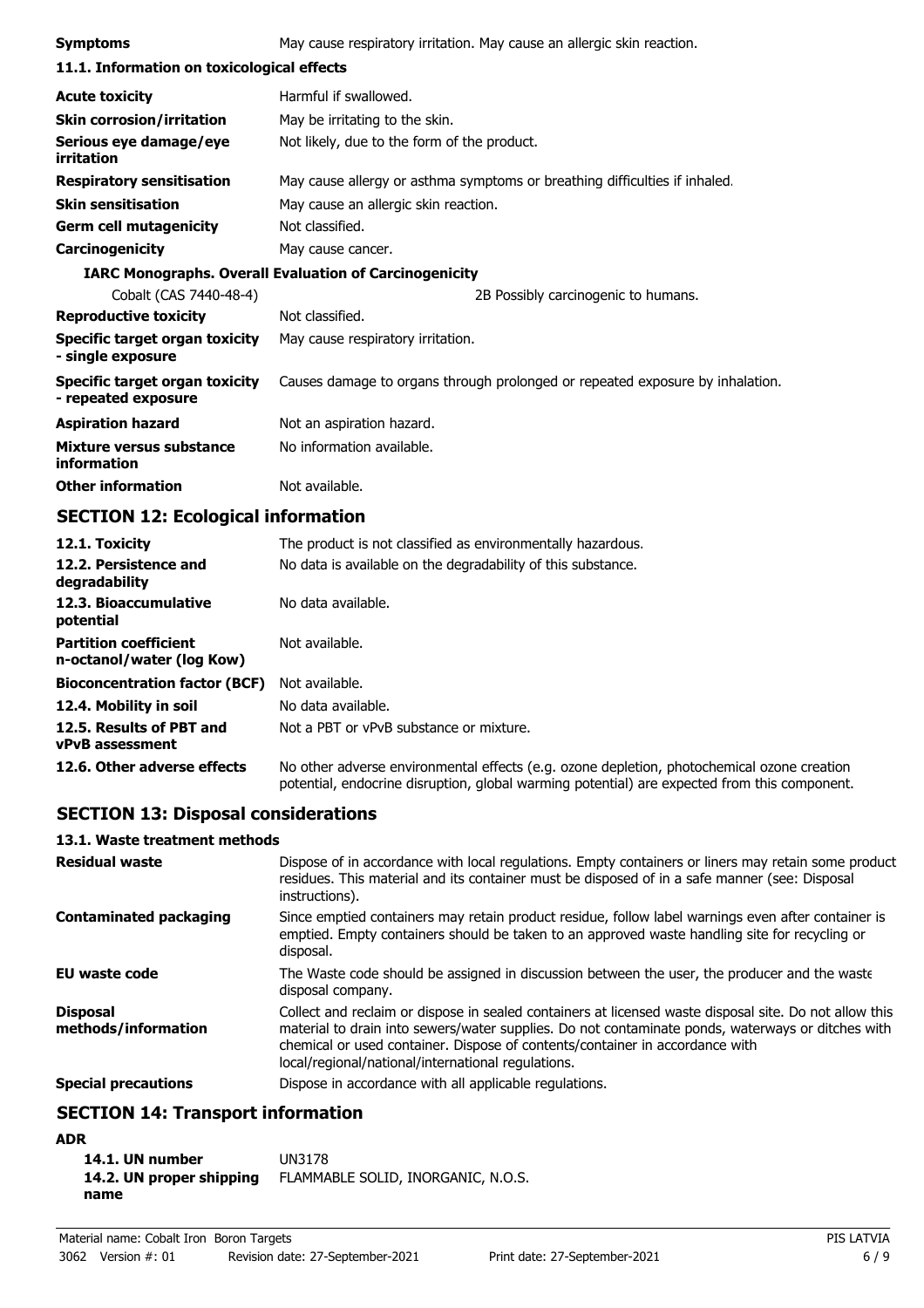**Symptoms** May cause respiratory irritation. May cause an allergic skin reaction.

### 11.1. Information on toxicological effects

| | |
|---|---|
| **Acute toxicity** | Harmful if swallowed. |
| **Skin corrosion/irritation** | May be irritating to the skin. |
| **Serious eye damage/eye irritation** | Not likely, due to the form of the product. |
| **Respiratory sensitisation** | May cause allergy or asthma symptoms or breathing difficulties if inhaled. |
| **Skin sensitisation** | May cause an allergic skin reaction. |
| **Germ cell mutagenicity** | Not classified. |
| **Carcinogenicity** | May cause cancer. |

**IARC Monographs. Overall Evaluation of Carcinogenicity**

| | |
|---|---|
| Cobalt (CAS 7440-48-4) | 2B Possibly carcinogenic to humans. |

| | |
|---|---|
| **Reproductive toxicity** | Not classified. |
| **Specific target organ toxicity - single exposure** | May cause respiratory irritation. |
| **Specific target organ toxicity - repeated exposure** | Causes damage to organs through prolonged or repeated exposure by inhalation. |
| **Aspiration hazard** | Not an aspiration hazard. |
| **Mixture versus substance information** | No information available. |
| **Other information** | Not available. |

## SECTION 12: Ecological information

| | |
|---|---|
| **12.1. Toxicity** | The product is not classified as environmentally hazardous. |
| **12.2. Persistence and degradability** | No data is available on the degradability of this substance. |
| **12.3. Bioaccumulative potential** | No data available. |
| **Partition coefficient n-octanol/water (log Kow)** | Not available. |
| **Bioconcentration factor (BCF)** | Not available. |
| **12.4. Mobility in soil** | No data available. |
| **12.5. Results of PBT and vPvB assessment** | Not a PBT or vPvB substance or mixture. |
| **12.6. Other adverse effects** | No other adverse environmental effects (e.g. ozone depletion, photochemical ozone creation potential, endocrine disruption, global warming potential) are expected from this component. |

## SECTION 13: Disposal considerations

### 13.1. Waste treatment methods

| | |
|---|---|
| **Residual waste** | Dispose of in accordance with local regulations. Empty containers or liners may retain some product residues. This material and its container must be disposed of in a safe manner (see: Disposal instructions). |
| **Contaminated packaging** | Since emptied containers may retain product residue, follow label warnings even after container is emptied. Empty containers should be taken to an approved waste handling site for recycling or disposal. |
| **EU waste code** | The Waste code should be assigned in discussion between the user, the producer and the waste disposal company. |
| **Disposal methods/information** | Collect and reclaim or dispose in sealed containers at licensed waste disposal site. Do not allow this material to drain into sewers/water supplies. Do not contaminate ponds, waterways or ditches with chemical or used container. Dispose of contents/container in accordance with local/regional/national/international regulations. |
| **Special precautions** | Dispose in accordance with all applicable regulations. |

## SECTION 14: Transport information

**ADR**

| | |
|---|---|
| **14.1. UN number** | UN3178 |
| **14.2. UN proper shipping name** | FLAMMABLE SOLID, INORGANIC, N.O.S. |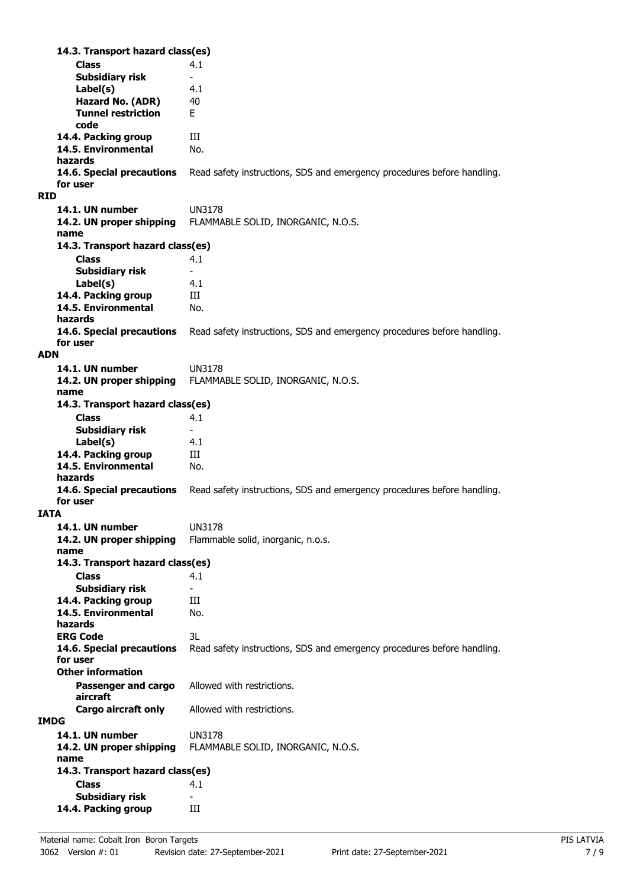**14.3. Transport hazard class(es)**

| | |
|---|---|
| **Class** | 4.1 |
| **Subsidiary risk** | - |
| **Label(s)** | 4.1 |
| **Hazard No. (ADR)** | 40 |
| **Tunnel restriction code** | E |
| **14.4. Packing group** | III |
| **14.5. Environmental hazards** | No. |
| **14.6. Special precautions for user** | Read safety instructions, SDS and emergency procedures before handling. |

**RID**

| | |
|---|---|
| **14.1. UN number** | UN3178 |
| **14.2. UN proper shipping name** | FLAMMABLE SOLID, INORGANIC, N.O.S. |
| **14.3. Transport hazard class(es)** | |
| **Class** | 4.1 |
| **Subsidiary risk** | - |
| **Label(s)** | 4.1 |
| **14.4. Packing group** | III |
| **14.5. Environmental hazards** | No. |
| **14.6. Special precautions for user** | Read safety instructions, SDS and emergency procedures before handling. |

**ADN**

| | |
|---|---|
| **14.1. UN number** | UN3178 |
| **14.2. UN proper shipping name** | FLAMMABLE SOLID, INORGANIC, N.O.S. |
| **14.3. Transport hazard class(es)** | |
| **Class** | 4.1 |
| **Subsidiary risk** | - |
| **Label(s)** | 4.1 |
| **14.4. Packing group** | III |
| **14.5. Environmental hazards** | No. |
| **14.6. Special precautions for user** | Read safety instructions, SDS and emergency procedures before handling. |

**IATA**

| | |
|---|---|
| **14.1. UN number** | UN3178 |
| **14.2. UN proper shipping name** | Flammable solid, inorganic, n.o.s. |
| **14.3. Transport hazard class(es)** | |
| **Class** | 4.1 |
| **Subsidiary risk** | - |
| **14.4. Packing group** | III |
| **14.5. Environmental hazards** | No. |
| **ERG Code** | 3L |
| **14.6. Special precautions for user** | Read safety instructions, SDS and emergency procedures before handling. |
| **Other information** | |
| **Passenger and cargo aircraft** | Allowed with restrictions. |
| **Cargo aircraft only** | Allowed with restrictions. |

**IMDG**

| | |
|---|---|
| **14.1. UN number** | UN3178 |
| **14.2. UN proper shipping name** | FLAMMABLE SOLID, INORGANIC, N.O.S. |
| **14.3. Transport hazard class(es)** | |
| **Class** | 4.1 |
| **Subsidiary risk** | - |
| **14.4. Packing group** | III |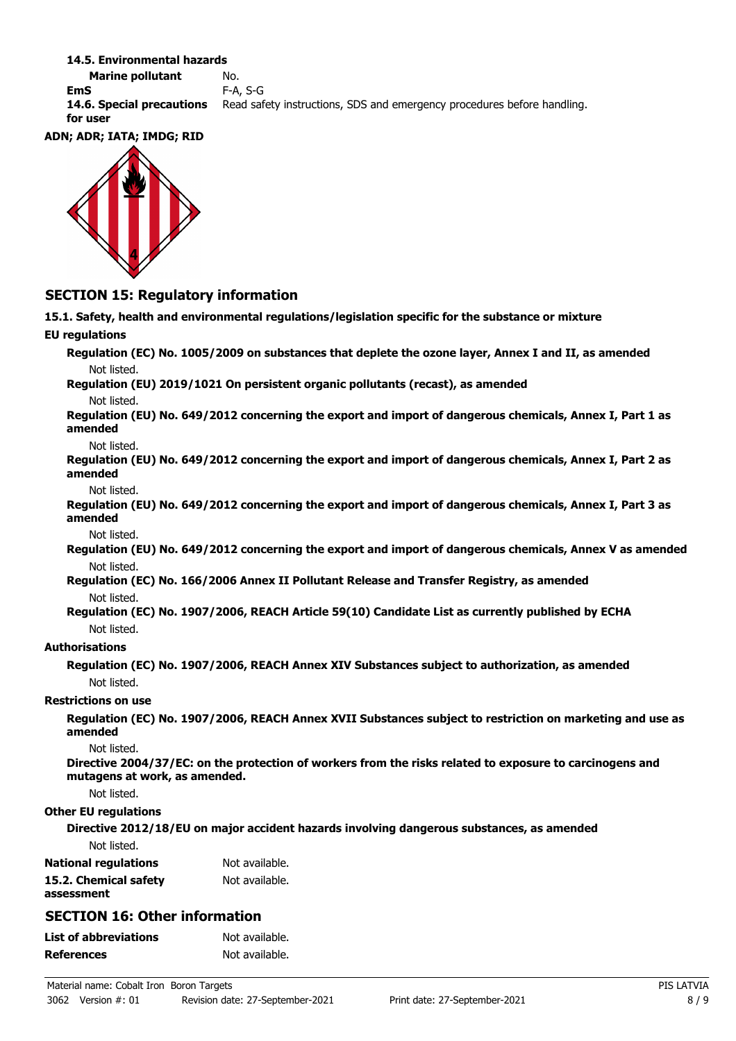**14.5. Environmental hazards**

**Marine pollutant** No.

**EmS** F-A, S-G

**14.6. Special precautions for user** Read safety instructions, SDS and emergency procedures before handling.

**ADN; ADR; IATA; IMDG; RID**

## SECTION 15: Regulatory information

**15.1. Safety, health and environmental regulations/legislation specific for the substance or mixture**

**EU regulations**

**Regulation (EC) No. 1005/2009 on substances that deplete the ozone layer, Annex I and II, as amended**

Not listed.

**Regulation (EU) 2019/1021 On persistent organic pollutants (recast), as amended**

Not listed.

**Regulation (EU) No. 649/2012 concerning the export and import of dangerous chemicals, Annex I, Part 1 as amended**

Not listed.

**Regulation (EU) No. 649/2012 concerning the export and import of dangerous chemicals, Annex I, Part 2 as amended**

Not listed.

**Regulation (EU) No. 649/2012 concerning the export and import of dangerous chemicals, Annex I, Part 3 as amended**

Not listed.

**Regulation (EU) No. 649/2012 concerning the export and import of dangerous chemicals, Annex V as amended**

Not listed.

**Regulation (EC) No. 166/2006 Annex II Pollutant Release and Transfer Registry, as amended**

Not listed.

**Regulation (EC) No. 1907/2006, REACH Article 59(10) Candidate List as currently published by ECHA**

Not listed.

**Authorisations**

**Regulation (EC) No. 1907/2006, REACH Annex XIV Substances subject to authorization, as amended**

Not listed.

**Restrictions on use**

**Regulation (EC) No. 1907/2006, REACH Annex XVII Substances subject to restriction on marketing and use as amended**

Not listed.

**Directive 2004/37/EC: on the protection of workers from the risks related to exposure to carcinogens and mutagens at work, as amended.**

Not listed.

**Other EU regulations**

**Directive 2012/18/EU on major accident hazards involving dangerous substances, as amended**

Not listed.

**National regulations** Not available.

**15.2. Chemical safety assessment** Not available.

## SECTION 16: Other information

**List of abbreviations** Not available.

**References** Not available.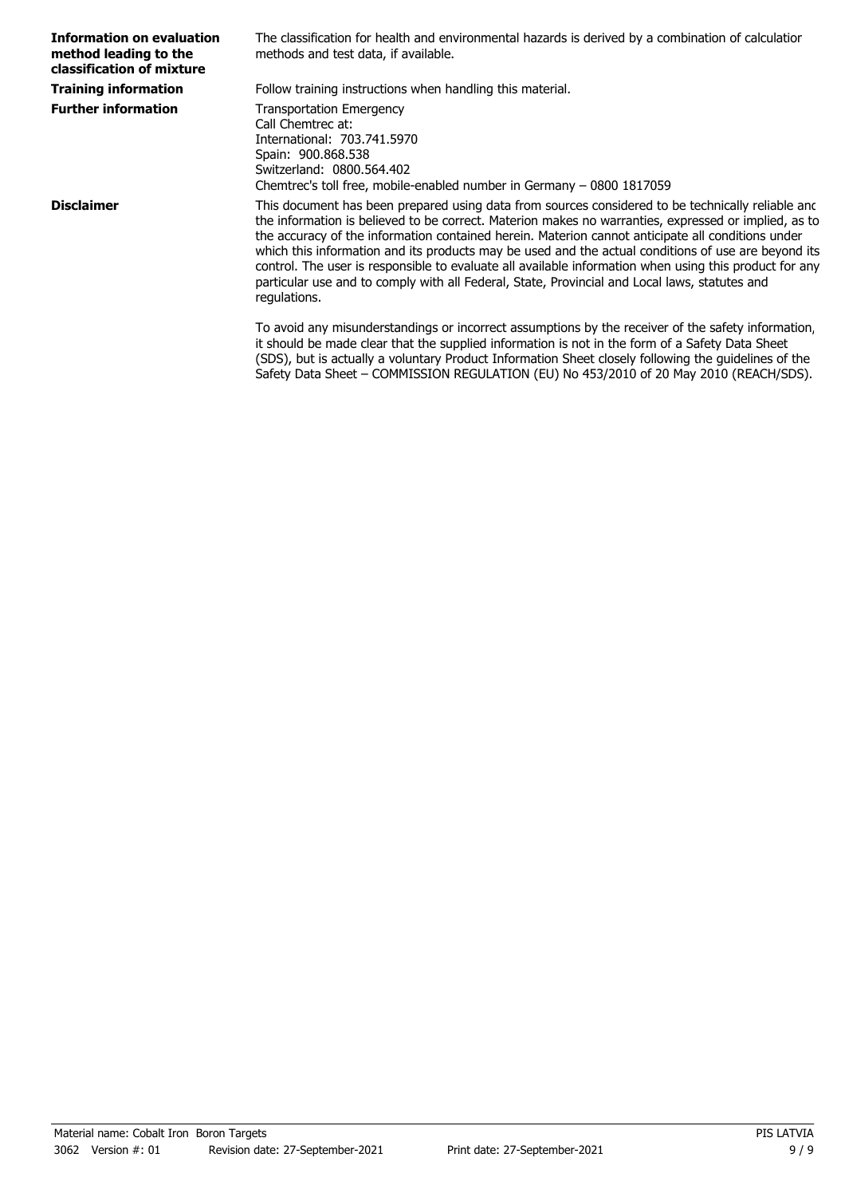**Information on evaluation method leading to the classification of mixture**

The classification for health and environmental hazards is derived by a combination of calculation methods and test data, if available.

**Training information**

Follow training instructions when handling this material.

**Further information**

Transportation Emergency
Call Chemtrec at:
International: 703.741.5970
Spain: 900.868.538
Switzerland: 0800.564.402
Chemtrec's toll free, mobile-enabled number in Germany – 0800 1817059

**Disclaimer**

This document has been prepared using data from sources considered to be technically reliable and the information is believed to be correct. Materion makes no warranties, expressed or implied, as to the accuracy of the information contained herein. Materion cannot anticipate all conditions under which this information and its products may be used and the actual conditions of use are beyond its control. The user is responsible to evaluate all available information when using this product for any particular use and to comply with all Federal, State, Provincial and Local laws, statutes and regulations.

To avoid any misunderstandings or incorrect assumptions by the receiver of the safety information, it should be made clear that the supplied information is not in the form of a Safety Data Sheet (SDS), but is actually a voluntary Product Information Sheet closely following the guidelines of the Safety Data Sheet – COMMISSION REGULATION (EU) No 453/2010 of 20 May 2010 (REACH/SDS).